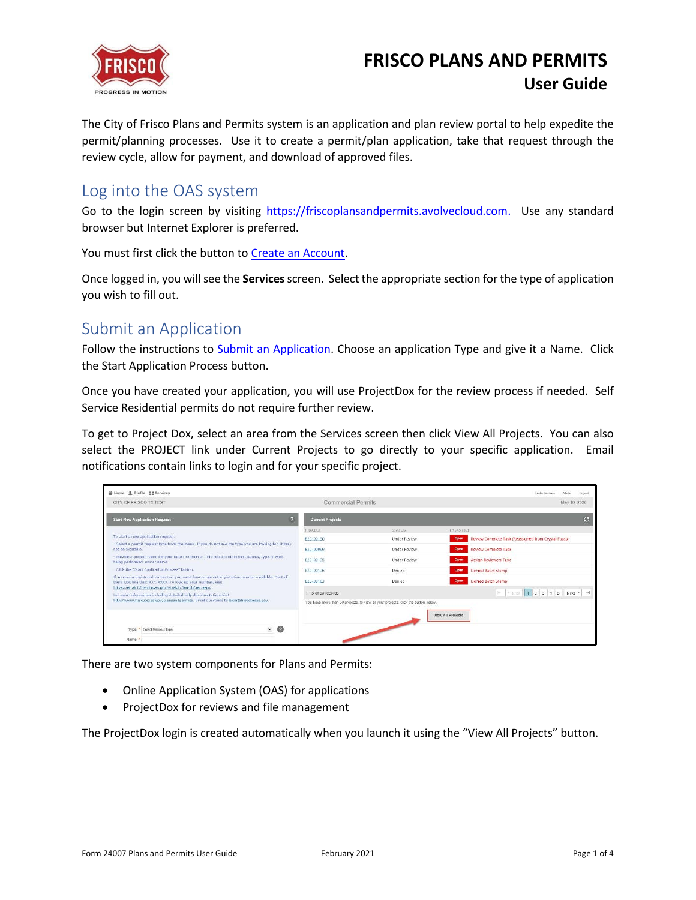# FRISCO PLANS AND PERMITS
## User Guide

The City of Frisco Plans and Permits system is an application and plan review portal to help expedite the permit/planning processes. Use it to create a permit/plan application, take that request through the review cycle, allow for payment, and download of approved files.

## Log into the OAS system

Go to the login screen by visiting https://friscoplansandpermits.avolvecloud.com. Use any standard browser but Internet Explorer is preferred.

You must first click the button to Create an Account.

Once logged in, you will see the **Services** screen. Select the appropriate section for the type of application you wish to fill out.

## Submit an Application

Follow the instructions to Submit an Application. Choose an application Type and give it a Name. Click the Start Application Process button.

Once you have created your application, you will use ProjectDox for the review process if needed. Self Service Residential permits do not require further review.

To get to Project Dox, select an area from the Services screen then click View All Projects. You can also select the PROJECT link under Current Projects to go directly to your specific application. Email notifications contain links to login and for your specific project.

There are two system components for Plans and Permits:

- Online Application System (OAS) for applications
- ProjectDox for reviews and file management

The ProjectDox login is created automatically when you launch it using the "View All Projects" button.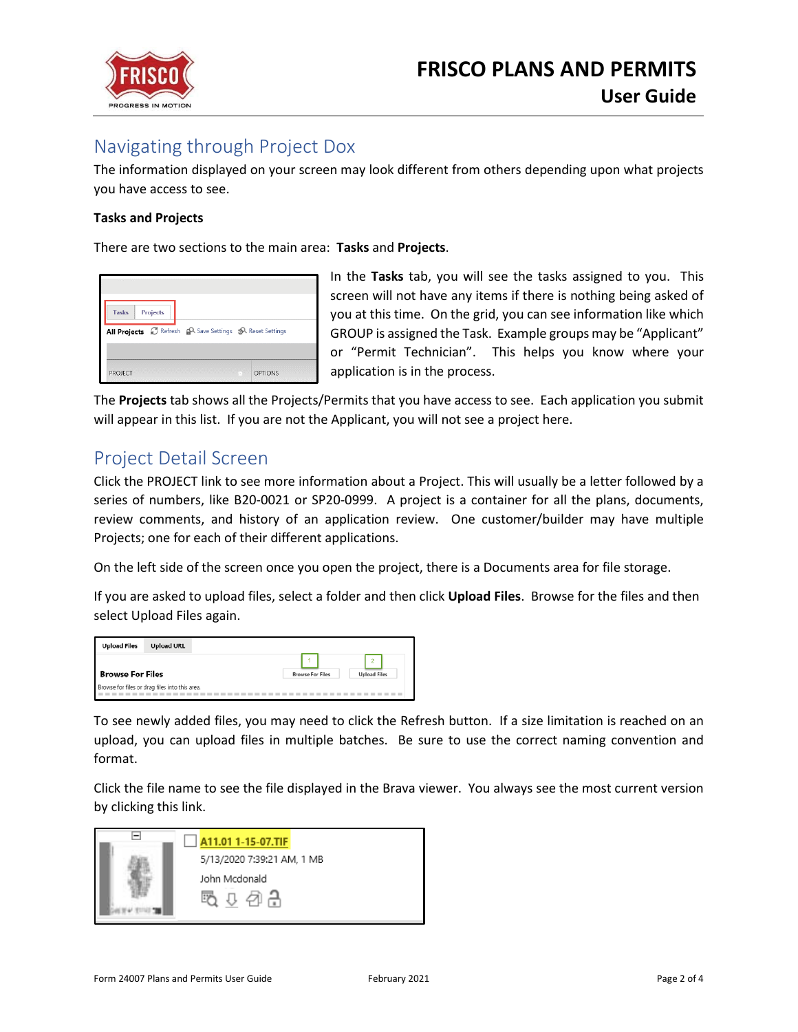## Navigating through Project Dox

The information displayed on your screen may look different from others depending upon what projects you have access to see.

### Tasks and Projects

There are two sections to the main area: **Tasks** and **Projects**.

In the **Tasks** tab, you will see the tasks assigned to you. This screen will not have any items if there is nothing being asked of you at this time. On the grid, you can see information like which GROUP is assigned the Task. Example groups may be "Applicant" or "Permit Technician". This helps you know where your application is in the process.

The **Projects** tab shows all the Projects/Permits that you have access to see. Each application you submit will appear in this list. If you are not the Applicant, you will not see a project here.

## Project Detail Screen

Click the PROJECT link to see more information about a Project. This will usually be a letter followed by a series of numbers, like B20-0021 or SP20-0999. A project is a container for all the plans, documents, review comments, and history of an application review. One customer/builder may have multiple Projects; one for each of their different applications.

On the left side of the screen once you open the project, there is a Documents area for file storage.

If you are asked to upload files, select a folder and then click **Upload Files**. Browse for the files and then select Upload Files again.

To see newly added files, you may need to click the Refresh button. If a size limitation is reached on an upload, you can upload files in multiple batches. Be sure to use the correct naming convention and format.

Click the file name to see the file displayed in the Brava viewer. You always see the most current version by clicking this link.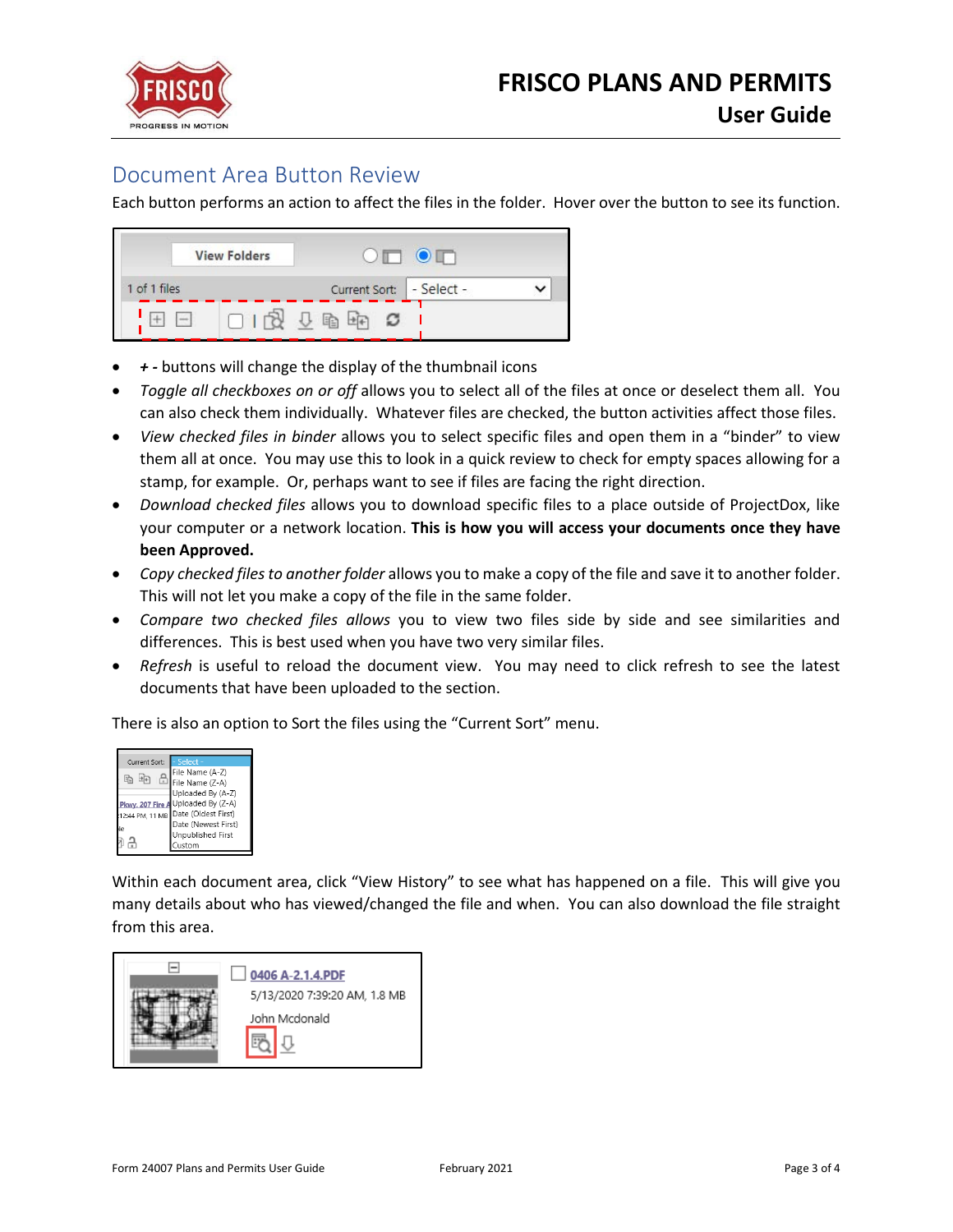## Document Area Button Review

Each button performs an action to affect the files in the folder. Hover over the button to see its function.

- ***+ -*** buttons will change the display of the thumbnail icons
- *Toggle all checkboxes on or off* allows you to select all of the files at once or deselect them all. You can also check them individually. Whatever files are checked, the button activities affect those files.
- *View checked files in binder* allows you to select specific files and open them in a "binder" to view them all at once. You may use this to look in a quick review to check for empty spaces allowing for a stamp, for example. Or, perhaps want to see if files are facing the right direction.
- *Download checked files* allows you to download specific files to a place outside of ProjectDox, like your computer or a network location. **This is how you will access your documents once they have been Approved.**
- *Copy checked files to another folder* allows you to make a copy of the file and save it to another folder. This will not let you make a copy of the file in the same folder.
- *Compare two checked files allows* you to view two files side by side and see similarities and differences. This is best used when you have two very similar files.
- *Refresh* is useful to reload the document view. You may need to click refresh to see the latest documents that have been uploaded to the section.

There is also an option to Sort the files using the "Current Sort" menu.

Within each document area, click "View History" to see what has happened on a file. This will give you many details about who has viewed/changed the file and when. You can also download the file straight from this area.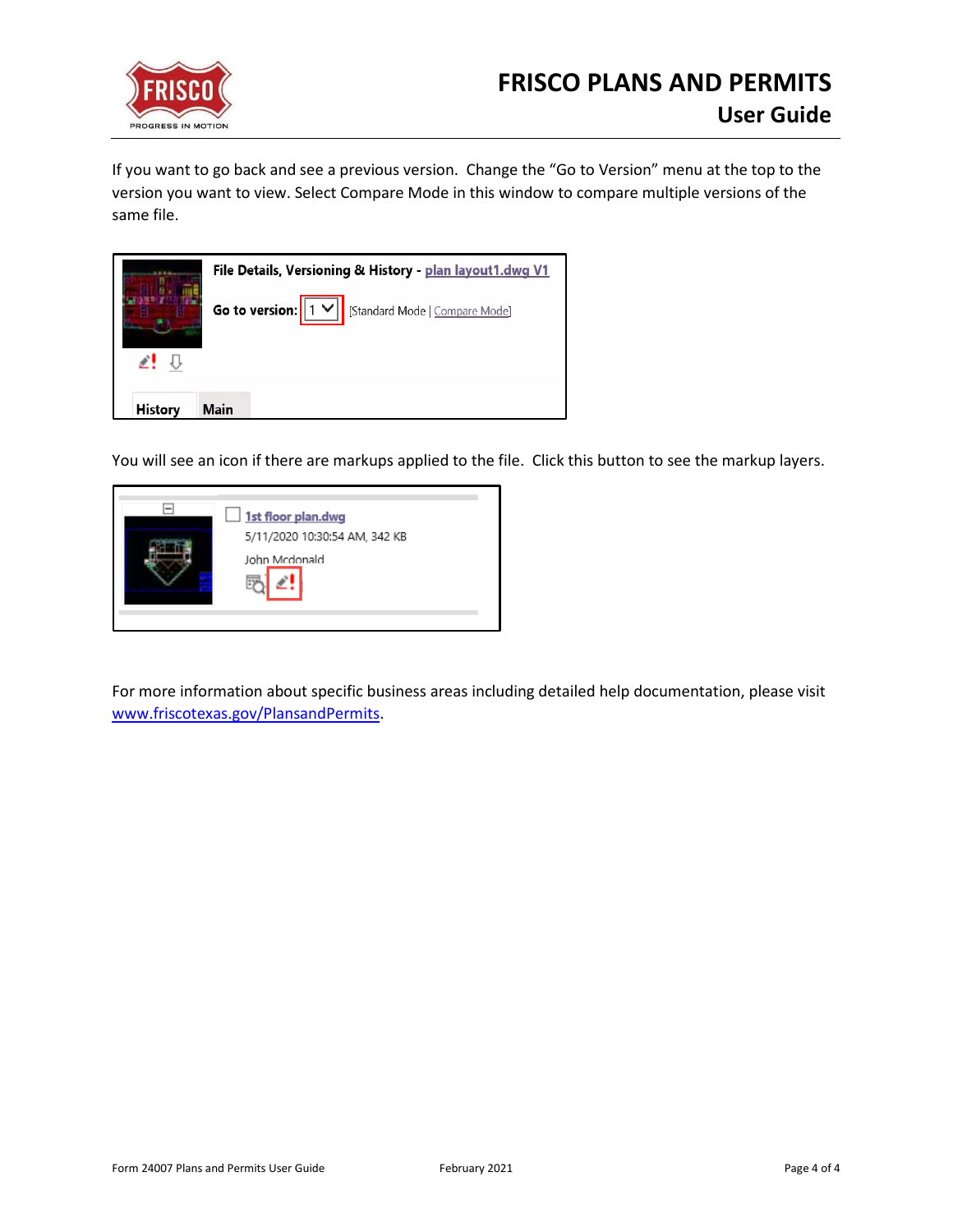If you want to go back and see a previous version. Change the “Go to Version” menu at the top to the version you want to view. Select Compare Mode in this window to compare multiple versions of the same file.

You will see an icon if there are markups applied to the file. Click this button to see the markup layers.

For more information about specific business areas including detailed help documentation, please visit [www.friscotexas.gov/PlansandPermits](www.friscotexas.gov/PlansandPermits).